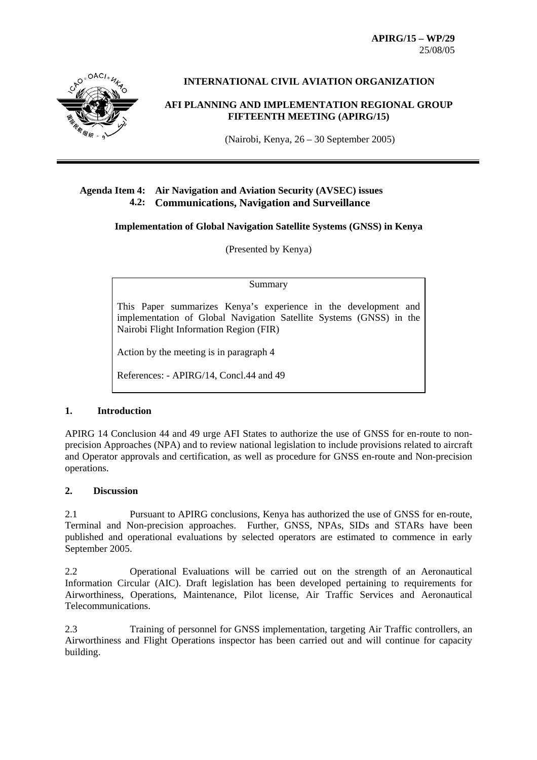**APIRG/15 – WP/29**
25/08/05

**INTERNATIONAL CIVIL AVIATION ORGANIZATION**

**AFI PLANNING AND IMPLEMENTATION REGIONAL GROUP FIFTEENTH MEETING (APIRG/15)**

(Nairobi, Kenya, 26 – 30 September 2005)

---

**Agenda Item 4: Air Navigation and Aviation Security (AVSEC) issues**
**4.2: Communications, Navigation and Surveillance**

**Implementation of Global Navigation Satellite Systems (GNSS) in Kenya**

(Presented by Kenya)

> Summary
>
> This Paper summarizes Kenya's experience in the development and implementation of Global Navigation Satellite Systems (GNSS) in the Nairobi Flight Information Region (FIR)
>
> Action by the meeting is in paragraph 4
>
> References: - APIRG/14, Concl.44 and 49

## 1. Introduction

APIRG 14 Conclusion 44 and 49 urge AFI States to authorize the use of GNSS for en-route to non-precision Approaches (NPA) and to review national legislation to include provisions related to aircraft and Operator approvals and certification, as well as procedure for GNSS en-route and Non-precision operations.

## 2. Discussion

2.1 Pursuant to APIRG conclusions, Kenya has authorized the use of GNSS for en-route, Terminal and Non-precision approaches. Further, GNSS, NPAs, SIDs and STARs have been published and operational evaluations by selected operators are estimated to commence in early September 2005.

2.2 Operational Evaluations will be carried out on the strength of an Aeronautical Information Circular (AIC). Draft legislation has been developed pertaining to requirements for Airworthiness, Operations, Maintenance, Pilot license, Air Traffic Services and Aeronautical Telecommunications.

2.3 Training of personnel for GNSS implementation, targeting Air Traffic controllers, an Airworthiness and Flight Operations inspector has been carried out and will continue for capacity building.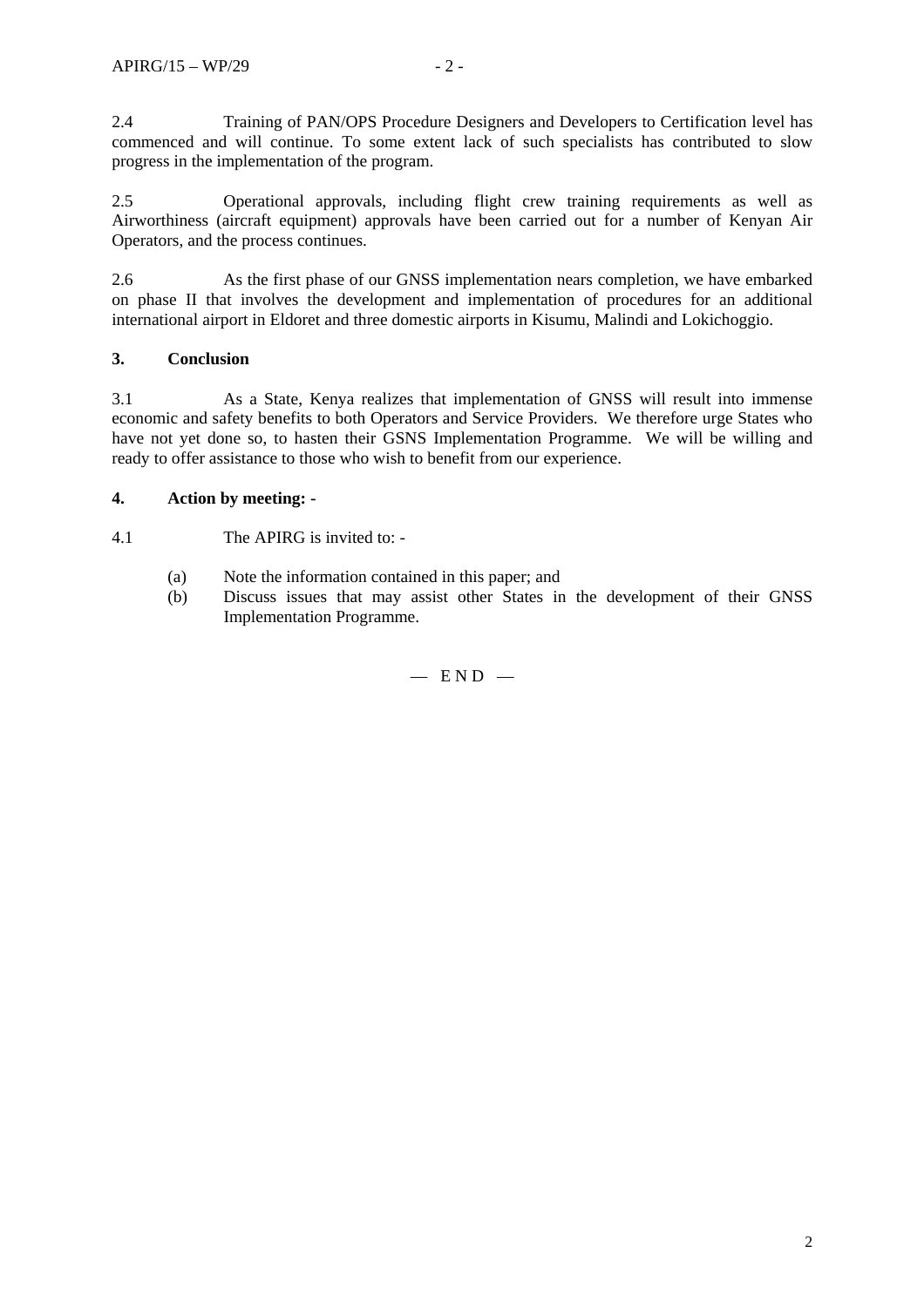2.4 Training of PAN/OPS Procedure Designers and Developers to Certification level has commenced and will continue. To some extent lack of such specialists has contributed to slow progress in the implementation of the program.

2.5 Operational approvals, including flight crew training requirements as well as Airworthiness (aircraft equipment) approvals have been carried out for a number of Kenyan Air Operators, and the process continues.

2.6 As the first phase of our GNSS implementation nears completion, we have embarked on phase II that involves the development and implementation of procedures for an additional international airport in Eldoret and three domestic airports in Kisumu, Malindi and Lokichoggio.

**3. Conclusion**

3.1 As a State, Kenya realizes that implementation of GNSS will result into immense economic and safety benefits to both Operators and Service Providers. We therefore urge States who have not yet done so, to hasten their GSNS Implementation Programme. We will be willing and ready to offer assistance to those who wish to benefit from our experience.

**4. Action by meeting: -**

4.1 The APIRG is invited to: -

(a) Note the information contained in this paper; and

(b) Discuss issues that may assist other States in the development of their GNSS Implementation Programme.

— E N D —